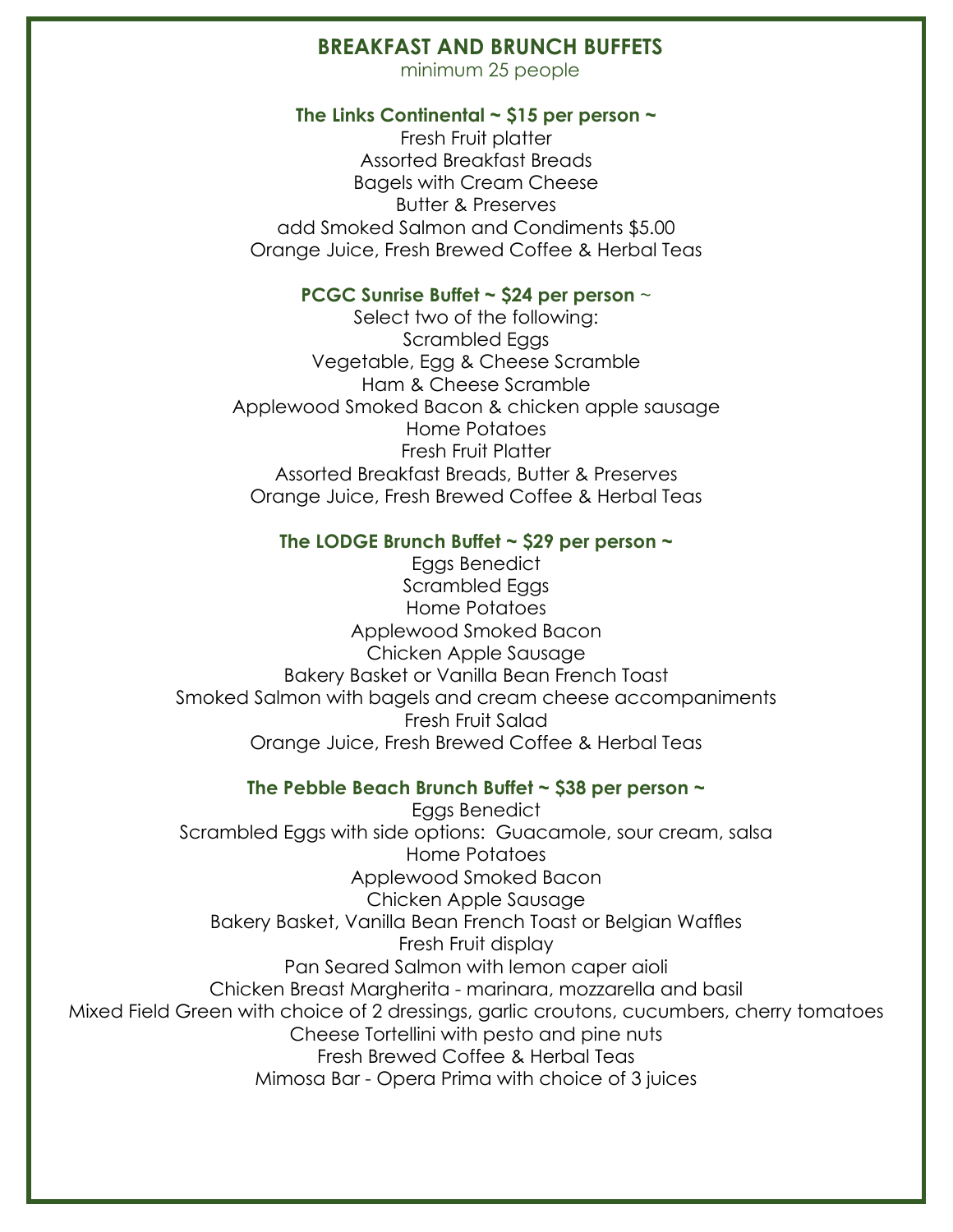# BREAKFAST AND BRUNCH BUFFETS

minimum 25 people

### The Links Continental ~ $15 per person ~

Fresh Fruit platter
Assorted Breakfast Breads
Bagels with Cream Cheese
Butter & Preserves
add Smoked Salmon and Condiments $5.00
Orange Juice, Fresh Brewed Coffee & Herbal Teas

### PCGC Sunrise Buffet ~ $24 per person ~

Select two of the following:
Scrambled Eggs
Vegetable, Egg & Cheese Scramble
Ham & Cheese Scramble
Applewood Smoked Bacon & chicken apple sausage
Home Potatoes
Fresh Fruit Platter
Assorted Breakfast Breads, Butter & Preserves
Orange Juice, Fresh Brewed Coffee & Herbal Teas

### The LODGE Brunch Buffet ~ $29 per person ~

Eggs Benedict
Scrambled Eggs
Home Potatoes
Applewood Smoked Bacon
Chicken Apple Sausage
Bakery Basket or Vanilla Bean French Toast
Smoked Salmon with bagels and cream cheese accompaniments
Fresh Fruit Salad
Orange Juice, Fresh Brewed Coffee & Herbal Teas

### The Pebble Beach Brunch Buffet ~ $38 per person ~

Eggs Benedict
Scrambled Eggs with side options: Guacamole, sour cream, salsa
Home Potatoes
Applewood Smoked Bacon
Chicken Apple Sausage
Bakery Basket, Vanilla Bean French Toast or Belgian Waffles
Fresh Fruit display
Pan Seared Salmon with lemon caper aioli
Chicken Breast Margherita - marinara, mozzarella and basil
Mixed Field Green with choice of 2 dressings, garlic croutons, cucumbers, cherry tomatoes
Cheese Tortellini with pesto and pine nuts
Fresh Brewed Coffee & Herbal Teas
Mimosa Bar - Opera Prima with choice of 3 juices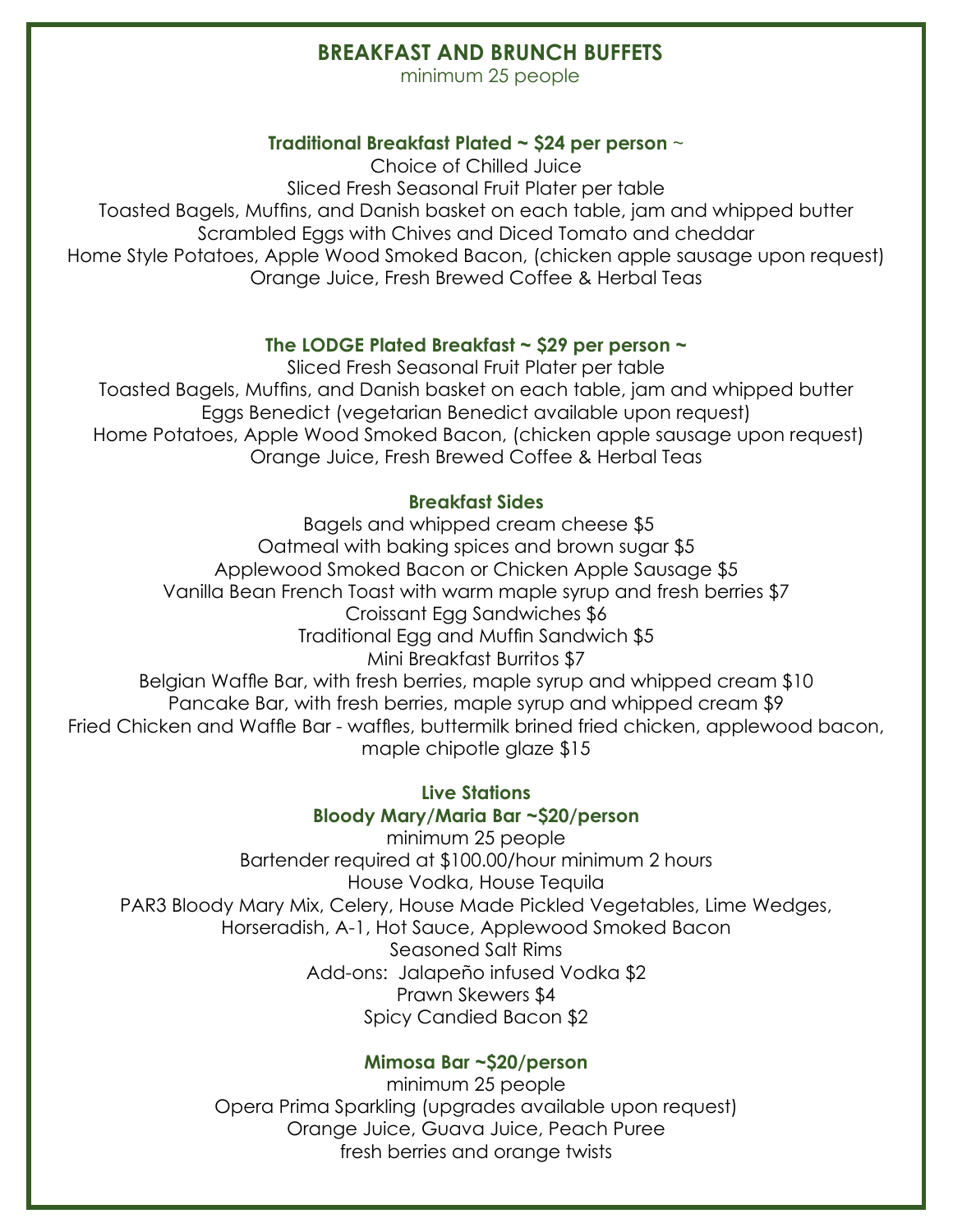# BREAKFAST AND BRUNCH BUFFETS

minimum 25 people

### Traditional Breakfast Plated ~ $24 per person ~

Choice of Chilled Juice
Sliced Fresh Seasonal Fruit Plater per table
Toasted Bagels, Muffins, and Danish basket on each table, jam and whipped butter
Scrambled Eggs with Chives and Diced Tomato and cheddar
Home Style Potatoes, Apple Wood Smoked Bacon, (chicken apple sausage upon request)
Orange Juice, Fresh Brewed Coffee & Herbal Teas

### The LODGE Plated Breakfast ~ $29 per person ~

Sliced Fresh Seasonal Fruit Plater per table
Toasted Bagels, Muffins, and Danish basket on each table, jam and whipped butter
Eggs Benedict (vegetarian Benedict available upon request)
Home Potatoes, Apple Wood Smoked Bacon, (chicken apple sausage upon request)
Orange Juice, Fresh Brewed Coffee & Herbal Teas

### Breakfast Sides

Bagels and whipped cream cheese $5
Oatmeal with baking spices and brown sugar $5
Applewood Smoked Bacon or Chicken Apple Sausage $5
Vanilla Bean French Toast with warm maple syrup and fresh berries $7
Croissant Egg Sandwiches $6
Traditional Egg and Muffin Sandwich $5
Mini Breakfast Burritos $7
Belgian Waffle Bar, with fresh berries, maple syrup and whipped cream $10
Pancake Bar, with fresh berries, maple syrup and whipped cream $9
Fried Chicken and Waffle Bar - waffles, buttermilk brined fried chicken, applewood bacon, maple chipotle glaze $15

### Live Stations

### Bloody Mary/Maria Bar ~$20/person

minimum 25 people
Bartender required at $100.00/hour minimum 2 hours
House Vodka, House Tequila
PAR3 Bloody Mary Mix, Celery, House Made Pickled Vegetables, Lime Wedges, Horseradish, A-1, Hot Sauce, Applewood Smoked Bacon
Seasoned Salt Rims
Add-ons: Jalapeño infused Vodka $2
Prawn Skewers $4
Spicy Candied Bacon $2

### Mimosa Bar ~$20/person

minimum 25 people
Opera Prima Sparkling (upgrades available upon request)
Orange Juice, Guava Juice, Peach Puree
fresh berries and orange twists